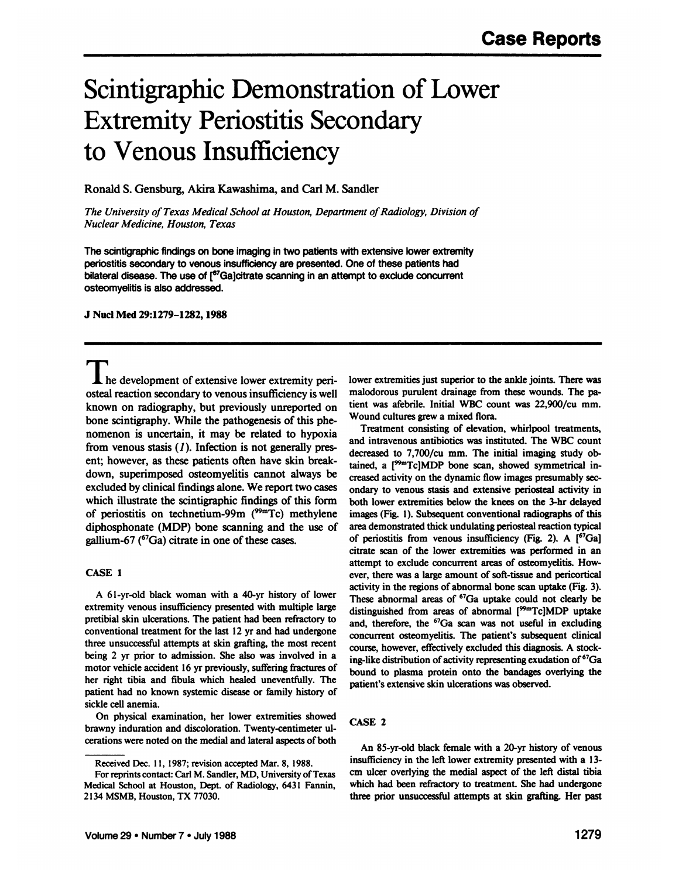# Scintigraphic Demonstration of Lower Extremity Periostitis Secondary to Venous Insufficiency

Ronald S. Gensburg, Akira Kawashima, and Carl M. Sandler

*The University of Texas Medical School at Houston, Department of Radiology, Division of Nuclear Medicine, Houston, Texas*

**The scintigraphic findings on bone imaging in two patients with extensive lower extremity periostitis secondary to venous insufficiency are presented. One of these patients had bilateral disease. The use of [$^{67}$Ga]citrate scanning in an attempt to exclude concurrent osteomyelitis is also addressed.**

**J Nucl Med 29:1279–1282, 1988**

The development of extensive lower extremity periosteal reaction secondary to venous insufficiency is well known on radiography, but previously unreported on bone scintigraphy. While the pathogenesis of this phenomenon is uncertain, it may be related to hypoxia from venous stasis (*1*). Infection is not generally present; however, as these patients often have skin breakdown, superimposed osteomyelitis cannot always be excluded by clinical findings alone. We report two cases which illustrate the scintigraphic findings of this form of periostitis on technetium-99m ($^{99m}$Tc) methylene diphosphonate (MDP) bone scanning and the use of gallium-67 ($^{67}$Ga) citrate in one of these cases.

## CASE 1

A 61-yr-old black woman with a 40-yr history of lower extremity venous insufficiency presented with multiple large pretibial skin ulcerations. The patient had been refractory to conventional treatment for the last 12 yr and had undergone three unsuccessful attempts at skin grafting, the most recent being 2 yr prior to admission. She also was involved in a motor vehicle accident 16 yr previously, suffering fractures of her right tibia and fibula which healed uneventfully. The patient had no known systemic disease or family history of sickle cell anemia.

On physical examination, her lower extremities showed brawny induration and discoloration. Twenty-centimeter ulcerations were noted on the medial and lateral aspects of both lower extremities just superior to the ankle joints. There was malodorous purulent drainage from these wounds. The patient was afebrile. Initial WBC count was 22,900/cu mm. Wound cultures grew a mixed flora.

Treatment consisting of elevation, whirlpool treatments, and intravenous antibiotics was instituted. The WBC count decreased to 7,700/cu mm. The initial imaging study obtained, a [$^{99m}$Tc]MDP bone scan, showed symmetrical increased activity on the dynamic flow images presumably secondary to venous stasis and extensive periosteal activity in both lower extremities below the knees on the 3-hr delayed images (Fig. 1). Subsequent conventional radiographs of this area demonstrated thick undulating periosteal reaction typical of periostitis from venous insufficiency (Fig. 2). A [$^{67}$Ga] citrate scan of the lower extremities was performed in an attempt to exclude concurrent areas of osteomyelitis. However, there was a large amount of soft-tissue and pericortical activity in the regions of abnormal bone scan uptake (Fig. 3). These abnormal areas of $^{67}$Ga uptake could not clearly be distinguished from areas of abnormal [$^{99m}$Tc]MDP uptake and, therefore, the $^{67}$Ga scan was not useful in excluding concurrent osteomyelitis. The patient's subsequent clinical course, however, effectively excluded this diagnosis. A stocking-like distribution of activity representing exudation of $^{67}$Ga bound to plasma protein onto the bandages overlying the patient's extensive skin ulcerations was observed.

## CASE 2

An 85-yr-old black female with a 20-yr history of venous insufficiency in the left lower extremity presented with a 13-cm ulcer overlying the medial aspect of the left distal tibia which had been refractory to treatment. She had undergone three prior unsuccessful attempts at skin grafting. Her past

---

Received Dec. 11, 1987; revision accepted Mar. 8, 1988.

For reprints contact: Carl M. Sandler, MD, University of Texas Medical School at Houston, Dept. of Radiology, 6431 Fannin, 2134 MSMB, Houston, TX 77030.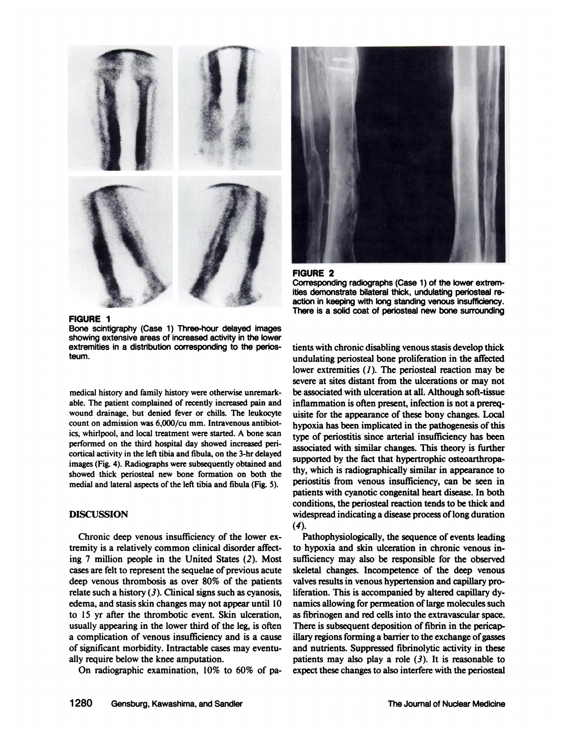**FIGURE 1**
Bone scintigraphy (Case 1) Three-hour delayed images showing extensive areas of increased activity in the lower extremities in a distribution corresponding to the periosteum.

**FIGURE 2**
Corresponding radiographs (Case 1) of the lower extremities demonstrate bilateral thick, undulating periosteal reaction in keeping with long standing venous insufficiency. There is a solid coat of periosteal new bone surrounding

medical history and family history were otherwise unremarkable. The patient complained of recently increased pain and wound drainage, but denied fever or chills. The leukocyte count on admission was 6,000/cu mm. Intravenous antibiotics, whirlpool, and local treatment were started. A bone scan performed on the third hospital day showed increased pericortical activity in the left tibia and fibula, on the 3-hr delayed images (Fig. 4). Radiographs were subsequently obtained and showed thick periosteal new bone formation on both the medial and lateral aspects of the left tibia and fibula (Fig. 5).

## DISCUSSION

Chronic deep venous insufficiency of the lower extremity is a relatively common clinical disorder affecting 7 million people in the United States (*2*). Most cases are felt to represent the sequelae of previous acute deep venous thrombosis as over 80% of the patients relate such a history (*3*). Clinical signs such as cyanosis, edema, and stasis skin changes may not appear until 10 to 15 yr after the thrombotic event. Skin ulceration, usually appearing in the lower third of the leg, is often a complication of venous insufficiency and is a cause of significant morbidity. Intractable cases may eventually require below the knee amputation.

On radiographic examination, 10% to 60% of patients with chronic disabling venous stasis develop thick undulating periosteal bone proliferation in the affected lower extremities (*1*). The periosteal reaction may be severe at sites distant from the ulcerations or may not be associated with ulceration at all. Although soft-tissue inflammation is often present, infection is not a prerequisite for the appearance of these bony changes. Local hypoxia has been implicated in the pathogenesis of this type of periostitis since arterial insufficiency has been associated with similar changes. This theory is further supported by the fact that hypertrophic osteoarthropathy, which is radiographically similar in appearance to periostitis from venous insufficiency, can be seen in patients with cyanotic congenital heart disease. In both conditions, the periosteal reaction tends to be thick and widespread indicating a disease process of long duration (*4*).

Pathophysiologically, the sequence of events leading to hypoxia and skin ulceration in chronic venous insufficiency may also be responsible for the observed skeletal changes. Incompetence of the deep venous valves results in venous hypertension and capillary proliferation. This is accompanied by altered capillary dynamics allowing for permeation of large molecules such as fibrinogen and red cells into the extravascular space. There is subsequent deposition of fibrin in the pericapillary regions forming a barrier to the exchange of gasses and nutrients. Suppressed fibrinolytic activity in these patients may also play a role (*3*). It is reasonable to expect these changes to also interfere with the periosteal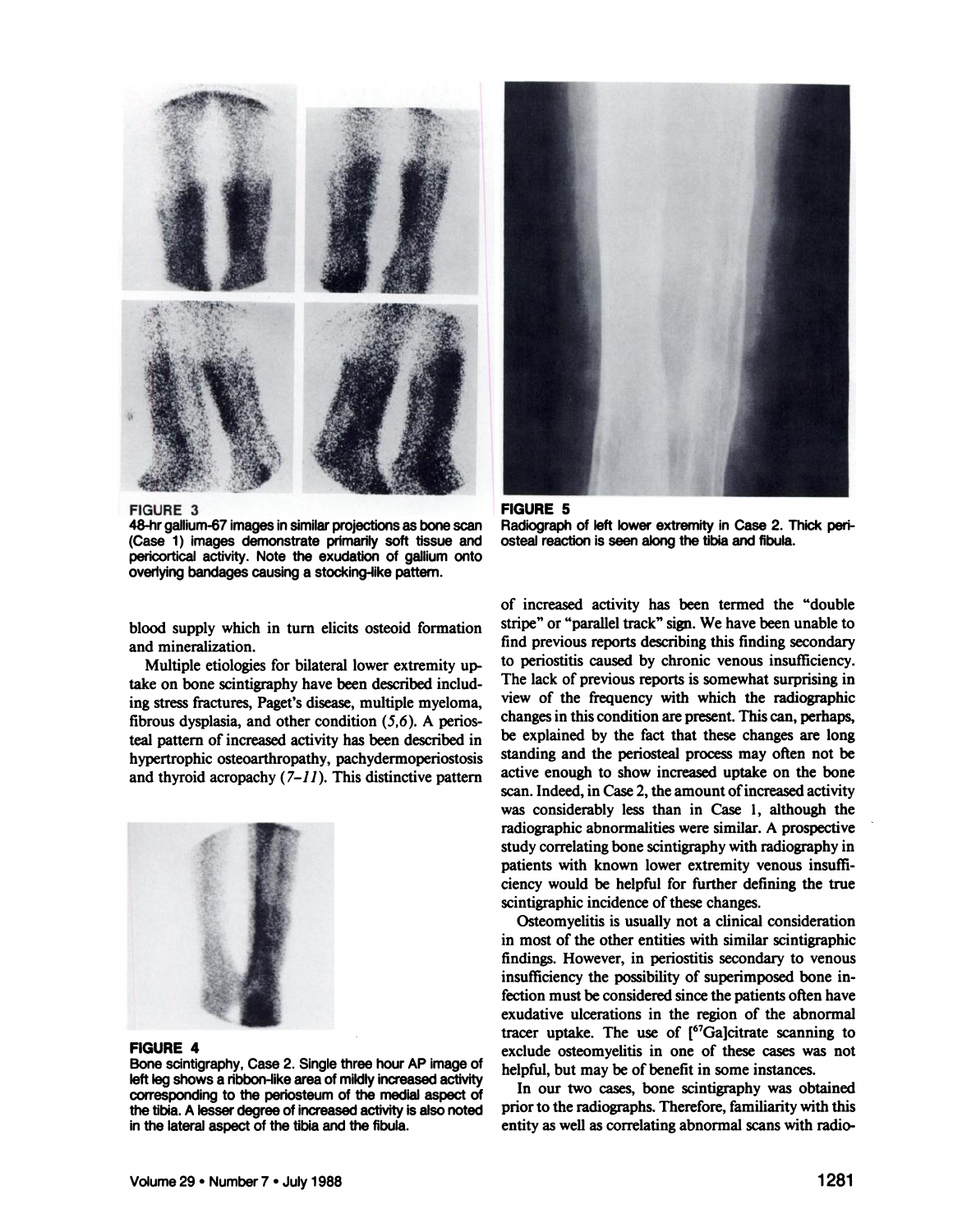FIGURE 3
48-hr gallium-67 images in similar projections as bone scan (Case 1) images demonstrate primarily soft tissue and pericortical activity. Note the exudation of gallium onto overlying bandages causing a stocking-like pattern.

FIGURE 5
Radiograph of left lower extremity in Case 2. Thick periosteal reaction is seen along the tibia and fibula.

blood supply which in turn elicits osteoid formation and mineralization.

Multiple etiologies for bilateral lower extremity uptake on bone scintigraphy have been described including stress fractures, Paget's disease, multiple myeloma, fibrous dysplasia, and other condition (*5,6*). A periosteal pattern of increased activity has been described in hypertrophic osteoarthropathy, pachydermoperiostosis and thyroid acropachy (*7–11*). This distinctive pattern of increased activity has been termed the "double stripe" or "parallel track" sign. We have been unable to find previous reports describing this finding secondary to periostitis caused by chronic venous insufficiency. The lack of previous reports is somewhat surprising in view of the frequency with which the radiographic changes in this condition are present. This can, perhaps, be explained by the fact that these changes are long standing and the periosteal process may often not be active enough to show increased uptake on the bone scan. Indeed, in Case 2, the amount of increased activity was considerably less than in Case 1, although the radiographic abnormalities were similar. A prospective study correlating bone scintigraphy with radiography in patients with known lower extremity venous insufficiency would be helpful for further defining the true scintigraphic incidence of these changes.

FIGURE 4
Bone scintigraphy, Case 2. Single three hour AP image of left leg shows a ribbon-like area of mildly increased activity corresponding to the periosteum of the medial aspect of the tibia. A lesser degree of increased activity is also noted in the lateral aspect of the tibia and the fibula.

Osteomyelitis is usually not a clinical consideration in most of the other entities with similar scintigraphic findings. However, in periostitis secondary to venous insufficiency the possibility of superimposed bone infection must be considered since the patients often have exudative ulcerations in the region of the abnormal tracer uptake. The use of [$^{67}$Ga]citrate scanning to exclude osteomyelitis in one of these cases was not helpful, but may be of benefit in some instances.

In our two cases, bone scintigraphy was obtained prior to the radiographs. Therefore, familiarity with this entity as well as correlating abnormal scans with radio-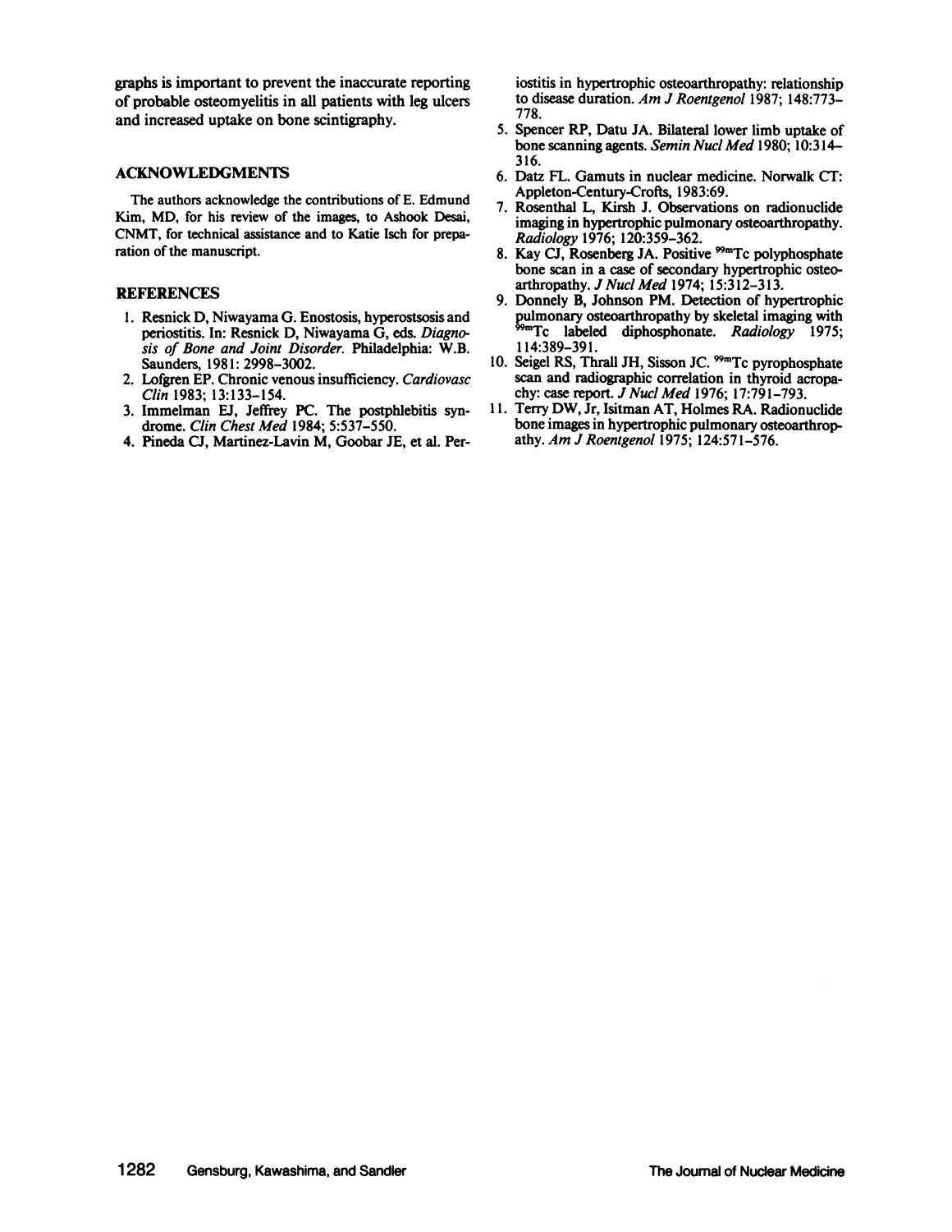graphs is important to prevent the inaccurate reporting of probable osteomyelitis in all patients with leg ulcers and increased uptake on bone scintigraphy.

## ACKNOWLEDGMENTS

The authors acknowledge the contributions of E. Edmund Kim, MD, for his review of the images, to Ashook Desai, CNMT, for technical assistance and to Katie Isch for preparation of the manuscript.

## REFERENCES

1. Resnick D, Niwayama G. Enostosis, hyperostsosis and periostitis. In: Resnick D, Niwayama G, eds. *Diagnosis of Bone and Joint Disorder.* Philadelphia: W.B. Saunders, 1981: 2998–3002.
2. Lofgren EP. Chronic venous insufficiency. *Cardiovasc Clin* 1983; 13:133–154.
3. Immelman EJ, Jeffrey PC. The postphlebitis syndrome. *Clin Chest Med* 1984; 5:537–550.
4. Pineda CJ, Martinez-Lavin M, Goobar JE, et al. Periostitis in hypertrophic osteoarthropathy: relationship to disease duration. *Am J Roentgenol* 1987; 148:773–778.
5. Spencer RP, Datu JA. Bilateral lower limb uptake of bone scanning agents. *Semin Nucl Med* 1980; 10:314–316.
6. Datz FL. Gamuts in nuclear medicine. Norwalk CT: Appleton-Century-Crofts, 1983:69.
7. Rosenthal L, Kirsh J. Observations on radionuclide imaging in hypertrophic pulmonary osteoarthropathy. *Radiology* 1976; 120:359–362.
8. Kay CJ, Rosenberg JA. Positive $^{99m}$Tc polyphosphate bone scan in a case of secondary hypertrophic osteoarthropathy. *J Nucl Med* 1974; 15:312–313.
9. Donnely B, Johnson PM. Detection of hypertrophic pulmonary osteoarthropathy by skeletal imaging with $^{99m}$Tc labeled diphosphonate. *Radiology* 1975; 114:389–391.
10. Seigel RS, Thrall JH, Sisson JC. $^{99m}$Tc pyrophosphate scan and radiographic correlation in thyroid acropachy: case report. *J Nucl Med* 1976; 17:791–793.
11. Terry DW, Jr, Isitman AT, Holmes RA. Radionuclide bone images in hypertrophic pulmonary osteoarthropathy. *Am J Roentgenol* 1975; 124:571–576.